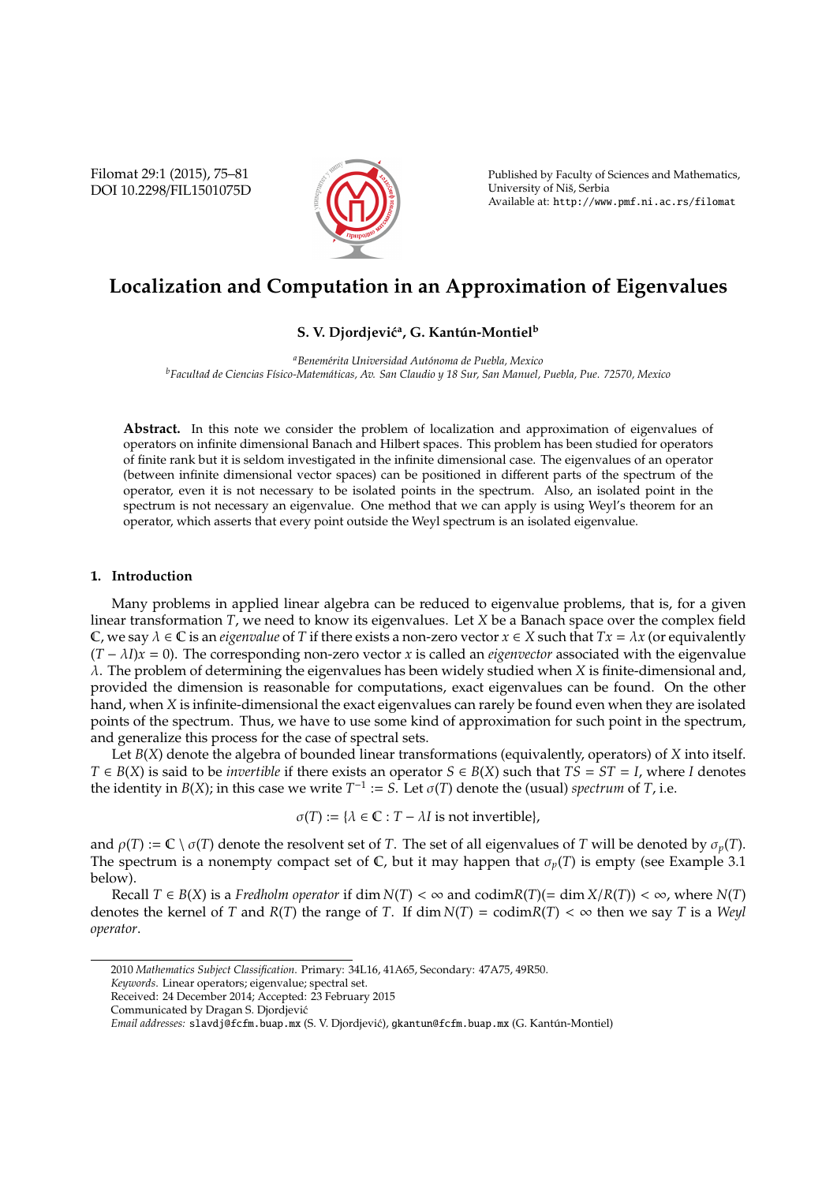# Localization and Computation in an Approximation of Eigenvalues

**S. V. Djordjević[a], G. Kantún-Montiel[b]**

[a]*Benemérita Universidad Autónoma de Puebla, Mexico*
[b]*Facultad de Ciencias Físico-Matemáticas, Av. San Claudio y 18 Sur, San Manuel, Puebla, Pue. 72570, Mexico*

**Abstract.** In this note we consider the problem of localization and approximation of eigenvalues of operators on infinite dimensional Banach and Hilbert spaces. This problem has been studied for operators of finite rank but it is seldom investigated in the infinite dimensional case. The eigenvalues of an operator (between infinite dimensional vector spaces) can be positioned in different parts of the spectrum of the operator, even it is not necessary to be isolated points in the spectrum. Also, an isolated point in the spectrum is not necessary an eigenvalue. One method that we can apply is using Weyl's theorem for an operator, which asserts that every point outside the Weyl spectrum is an isolated eigenvalue.

## 1. Introduction

Many problems in applied linear algebra can be reduced to eigenvalue problems, that is, for a given linear transformation $T$, we need to know its eigenvalues. Let $X$ be a Banach space over the complex field $\mathbb{C}$, we say $\lambda \in \mathbb{C}$ is an *eigenvalue* of $T$ if there exists a non-zero vector $x \in X$ such that $Tx = \lambda x$ (or equivalently $(T - \lambda I)x = 0$). The corresponding non-zero vector $x$ is called an *eigenvector* associated with the eigenvalue $\lambda$. The problem of determining the eigenvalues has been widely studied when $X$ is finite-dimensional and, provided the dimension is reasonable for computations, exact eigenvalues can be found. On the other hand, when $X$ is infinite-dimensional the exact eigenvalues can rarely be found even when they are isolated points of the spectrum. Thus, we have to use some kind of approximation for such point in the spectrum, and generalize this process for the case of spectral sets.

Let $B(X)$ denote the algebra of bounded linear transformations (equivalently, operators) of $X$ into itself. $T \in B(X)$ is said to be *invertible* if there exists an operator $S \in B(X)$ such that $TS = ST = I$, where $I$ denotes the identity in $B(X)$; in this case we write $T^{-1} := S$. Let $\sigma(T)$ denote the (usual) *spectrum* of $T$, i.e.

$$\sigma(T) := \{\lambda \in \mathbb{C} : T - \lambda I \text{ is not invertible}\},$$

and $\rho(T) := \mathbb{C} \setminus \sigma(T)$ denote the resolvent set of $T$. The set of all eigenvalues of $T$ will be denoted by $\sigma_p(T)$. The spectrum is a nonempty compact set of $\mathbb{C}$, but it may happen that $\sigma_p(T)$ is empty (see Example 3.1 below).

Recall $T \in B(X)$ is a *Fredholm operator* if $\dim N(T) < \infty$ and $\operatorname{codim} R(T) (= \dim X/R(T)) < \infty$, where $N(T)$ denotes the kernel of $T$ and $R(T)$ the range of $T$. If $\dim N(T) = \operatorname{codim} R(T) < \infty$ then we say $T$ is a *Weyl operator*.

---

2010 *Mathematics Subject Classification*. Primary: 34L16, 41A65, Secondary: 47A75, 49R50.

*Keywords*. Linear operators; eigenvalue; spectral set.

Received: 24 December 2014; Accepted: 23 February 2015

Communicated by Dragan S. Djordjević

*Email addresses:* slavdj@fcfm.buap.mx (S. V. Djordjević), gkantun@fcfm.buap.mx (G. Kantún-Montiel)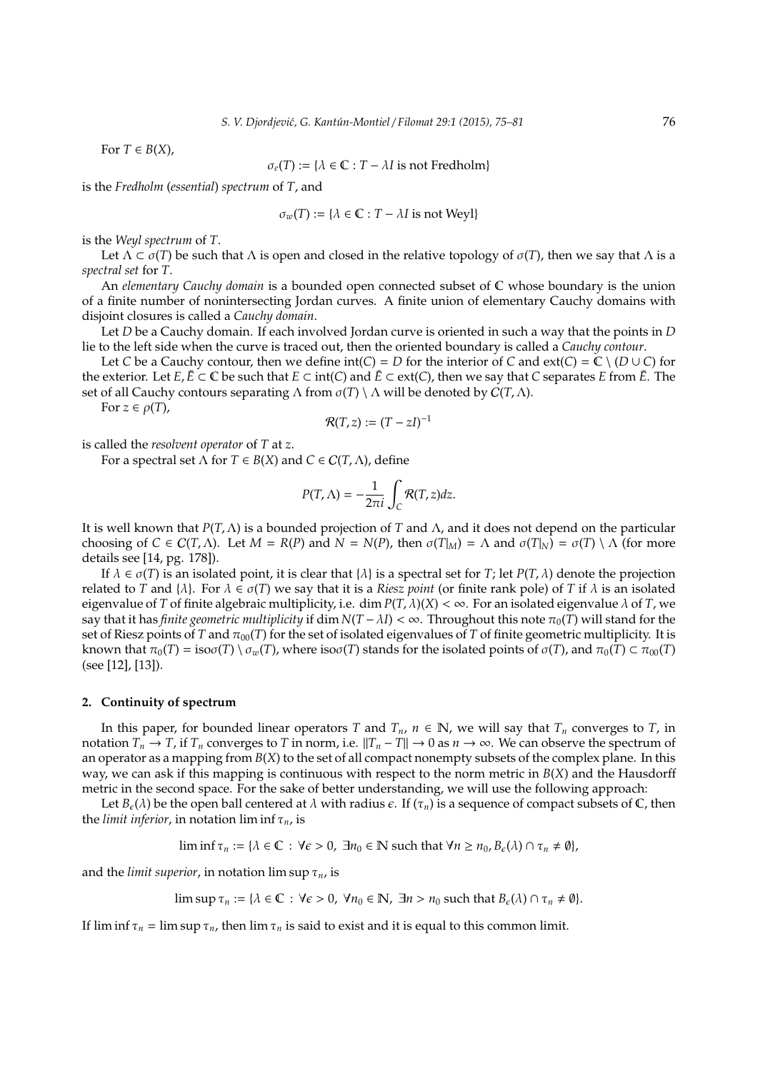For $T \in B(X)$,

$$\sigma_e(T) := \{\lambda \in \mathbb{C} : T - \lambda I \text{ is not Fredholm}\}$$

is the *Fredholm* (*essential*) *spectrum* of $T$, and

$$\sigma_w(T) := \{\lambda \in \mathbb{C} : T - \lambda I \text{ is not Weyl}\}$$

is the *Weyl spectrum* of $T$.

Let $\Lambda \subset \sigma(T)$ be such that $\Lambda$ is open and closed in the relative topology of $\sigma(T)$, then we say that $\Lambda$ is a *spectral set* for $T$.

An *elementary Cauchy domain* is a bounded open connected subset of $\mathbb{C}$ whose boundary is the union of a finite number of nonintersecting Jordan curves. A finite union of elementary Cauchy domains with disjoint closures is called a *Cauchy domain*.

Let $D$ be a Cauchy domain. If each involved Jordan curve is oriented in such a way that the points in $D$ lie to the left side when the curve is traced out, then the oriented boundary is called a *Cauchy contour*.

Let $C$ be a Cauchy contour, then we define $\text{int}(C) = D$ for the interior of $C$ and $\text{ext}(C) = \mathbb{C} \setminus (D \cup C)$ for the exterior. Let $E, \tilde{E} \subset \mathbb{C}$ be such that $E \subset \text{int}(C)$ and $\tilde{E} \subset \text{ext}(C)$, then we say that $C$ separates $E$ from $\tilde{E}$. The set of all Cauchy contours separating $\Lambda$ from $\sigma(T) \setminus \Lambda$ will be denoted by $\mathcal{C}(T, \Lambda)$.

For $z \in \rho(T)$,

$$\mathcal{R}(T, z) := (T - zI)^{-1}$$

is called the *resolvent operator* of $T$ at $z$.

For a spectral set $\Lambda$ for $T \in B(X)$ and $C \in \mathcal{C}(T, \Lambda)$, define

$$P(T, \Lambda) = -\frac{1}{2\pi i} \int_C \mathcal{R}(T, z) dz.$$

It is well known that $P(T, \Lambda)$ is a bounded projection of $T$ and $\Lambda$, and it does not depend on the particular choosing of $C \in \mathcal{C}(T, \Lambda)$. Let $M = R(P)$ and $N = N(P)$, then $\sigma(T|_M) = \Lambda$ and $\sigma(T|_N) = \sigma(T) \setminus \Lambda$ (for more details see [14, pg. 178]).

If $\lambda \in \sigma(T)$ is an isolated point, it is clear that $\{\lambda\}$ is a spectral set for $T$; let $P(T, \lambda)$ denote the projection related to $T$ and $\{\lambda\}$. For $\lambda \in \sigma(T)$ we say that it is a *Riesz point* (or finite rank pole) of $T$ if $\lambda$ is an isolated eigenvalue of $T$ of finite algebraic multiplicity, i.e. $\dim P(T, \lambda)(X) < \infty$. For an isolated eigenvalue $\lambda$ of $T$, we say that it has *finite geometric multiplicity* if $\dim N(T - \lambda I) < \infty$. Throughout this note $\pi_0(T)$ will stand for the set of Riesz points of $T$ and $\pi_{00}(T)$ for the set of isolated eigenvalues of $T$ of finite geometric multiplicity. It is known that $\pi_0(T) = \text{iso}\sigma(T) \setminus \sigma_w(T)$, where $\text{iso}\sigma(T)$ stands for the isolated points of $\sigma(T)$, and $\pi_0(T) \subset \pi_{00}(T)$ (see [12], [13]).

## 2. Continuity of spectrum

In this paper, for bounded linear operators $T$ and $T_n$, $n \in \mathbb{N}$, we will say that $T_n$ converges to $T$, in notation $T_n \to T$, if $T_n$ converges to $T$ in norm, i.e. $\|T_n - T\| \to 0$ as $n \to \infty$. We can observe the spectrum of an operator as a mapping from $B(X)$ to the set of all compact nonempty subsets of the complex plane. In this way, we can ask if this mapping is continuous with respect to the norm metric in $B(X)$ and the Hausdorff metric in the second space. For the sake of better understanding, we will use the following approach:

Let $B_\epsilon(\lambda)$ be the open ball centered at $\lambda$ with radius $\epsilon$. If $(\tau_n)$ is a sequence of compact subsets of $\mathbb{C}$, then the *limit inferior*, in notation $\liminf \tau_n$, is

$$\liminf \tau_n := \{\lambda \in \mathbb{C} : \forall \epsilon > 0, \ \exists n_0 \in \mathbb{N} \text{ such that } \forall n \geq n_0, B_\epsilon(\lambda) \cap \tau_n \neq \emptyset\},$$

and the *limit superior*, in notation $\limsup \tau_n$, is

$$\limsup \tau_n := \{\lambda \in \mathbb{C} : \forall \epsilon > 0, \ \forall n_0 \in \mathbb{N}, \ \exists n > n_0 \text{ such that } B_\epsilon(\lambda) \cap \tau_n \neq \emptyset\}.$$

If $\liminf \tau_n = \limsup \tau_n$, then $\lim \tau_n$ is said to exist and it is equal to this common limit.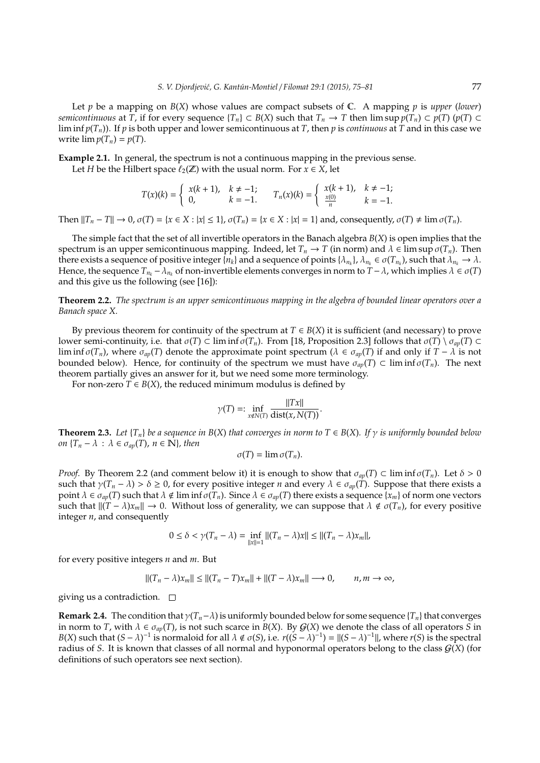Let $p$ be a mapping on $B(X)$ whose values are compact subsets of $\mathbb{C}$. A mapping $p$ is *upper* (*lower*) *semicontinuous* at $T$, if for every sequence $\{T_n\} \subset B(X)$ such that $T_n \to T$ then $\limsup p(T_n) \subset p(T)$ ($p(T) \subset \liminf p(T_n)$). If $p$ is both upper and lower semicontinuous at $T$, then $p$ is *continuous* at $T$ and in this case we write $\lim p(T_n) = p(T)$.

**Example 2.1.** In general, the spectrum is not a continuous mapping in the previous sense.

Let $H$ be the Hilbert space $\ell_2(\mathbb{Z})$ with the usual norm. For $x \in X$, let

$$T(x)(k) = \begin{cases} x(k+1), & k \neq -1; \\ 0, & k = -1. \end{cases} \qquad T_n(x)(k) = \begin{cases} x(k+1), & k \neq -1; \\ \frac{x(0)}{n} & k = -1. \end{cases}$$

Then $\|T_n - T\| \to 0$, $\sigma(T) = \{x \in X : |x| \leq 1\}$, $\sigma(T_n) = \{x \in X : |x| = 1\}$ and, consequently, $\sigma(T) \neq \lim \sigma(T_n)$.

The simple fact that the set of all invertible operators in the Banach algebra $B(X)$ is open implies that the spectrum is an upper semicontinuous mapping. Indeed, let $T_n \to T$ (in norm) and $\lambda \in \limsup \sigma(T_n)$. Then there exists a sequence of positive integer $\{n_k\}$ and a sequence of points $\{\lambda_{n_k}\}$, $\lambda_{n_k} \in \sigma(T_{n_k})$, such that $\lambda_{n_k} \to \lambda$. Hence, the sequence $T_{n_k} - \lambda_{n_k}$ of non-invertible elements converges in norm to $T - \lambda$, which implies $\lambda \in \sigma(T)$ and this give us the following (see [16]):

**Theorem 2.2.** *The spectrum is an upper semicontinuous mapping in the algebra of bounded linear operators over a Banach space X.*

By previous theorem for continuity of the spectrum at $T \in B(X)$ it is sufficient (and necessary) to prove lower semi-continuity, i.e. that $\sigma(T) \subset \liminf \sigma(T_n)$. From [18, Proposition 2.3] follows that $\sigma(T) \setminus \sigma_{ap}(T) \subset \liminf \sigma(T_n)$, where $\sigma_{ap}(T)$ denote the approximate point spectrum ($\lambda \in \sigma_{ap}(T)$ if and only if $T - \lambda$ is not bounded below). Hence, for continuity of the spectrum we must have $\sigma_{ap}(T) \subset \liminf \sigma(T_n)$. The next theorem partially gives an answer for it, but we need some more terminology.

For non-zero $T \in B(X)$, the reduced minimum modulus is defined by

$$\gamma(T) =: \inf_{x \notin N(T)} \frac{\|Tx\|}{\operatorname{dist}(x, N(T))}.$$

**Theorem 2.3.** *Let $\{T_n\}$ be a sequence in $B(X)$ that converges in norm to $T \in B(X)$. If $\gamma$ is uniformly bounded below on $\{T_n - \lambda \,:\, \lambda \in \sigma_{ap}(T),\, n \in \mathbb{N}\}$, then*

$$\sigma(T) = \lim \sigma(T_n).$$

*Proof.* By Theorem 2.2 (and comment below it) it is enough to show that $\sigma_{ap}(T) \subset \liminf \sigma(T_n)$. Let $\delta > 0$ such that $\gamma(T_n - \lambda) > \delta \geq 0$, for every positive integer $n$ and every $\lambda \in \sigma_{ap}(T)$. Suppose that there exists a point $\lambda \in \sigma_{ap}(T)$ such that $\lambda \notin \liminf \sigma(T_n)$. Since $\lambda \in \sigma_{ap}(T)$ there exists a sequence $\{x_m\}$ of norm one vectors such that $\|(T - \lambda)x_m\| \to 0$. Without loss of generality, we can suppose that $\lambda \notin \sigma(T_n)$, for every positive integer $n$, and consequently

$$0 \leq \delta < \gamma(T_n - \lambda) = \inf_{\|x\|=1} \|(T_n - \lambda)x\| \leq \|(T_n - \lambda)x_m\|,$$

for every positive integers $n$ and $m$. But

$$\|(T_n - \lambda)x_m\| \leq \|(T_n - T)x_m\| + \|(T - \lambda)x_m\| \longrightarrow 0, \qquad n, m \to \infty,$$

giving us a contradiction. $\square$

**Remark 2.4.** The condition that $\gamma(T_n - \lambda)$ is uniformly bounded below for some sequence $\{T_n\}$ that converges in norm to $T$, with $\lambda \in \sigma_{ap}(T)$, is not such scarce in $B(X)$. By $\mathcal{G}(X)$ we denote the class of all operators $S$ in $B(X)$ such that $(S - \lambda)^{-1}$ is normaloid for all $\lambda \notin \sigma(S)$, i.e. $r((S - \lambda)^{-1}) = \|(S - \lambda)^{-1}\|$, where $r(S)$ is the spectral radius of $S$. It is known that classes of all normal and hyponormal operators belong to the class $\mathcal{G}(X)$ (for definitions of such operators see next section).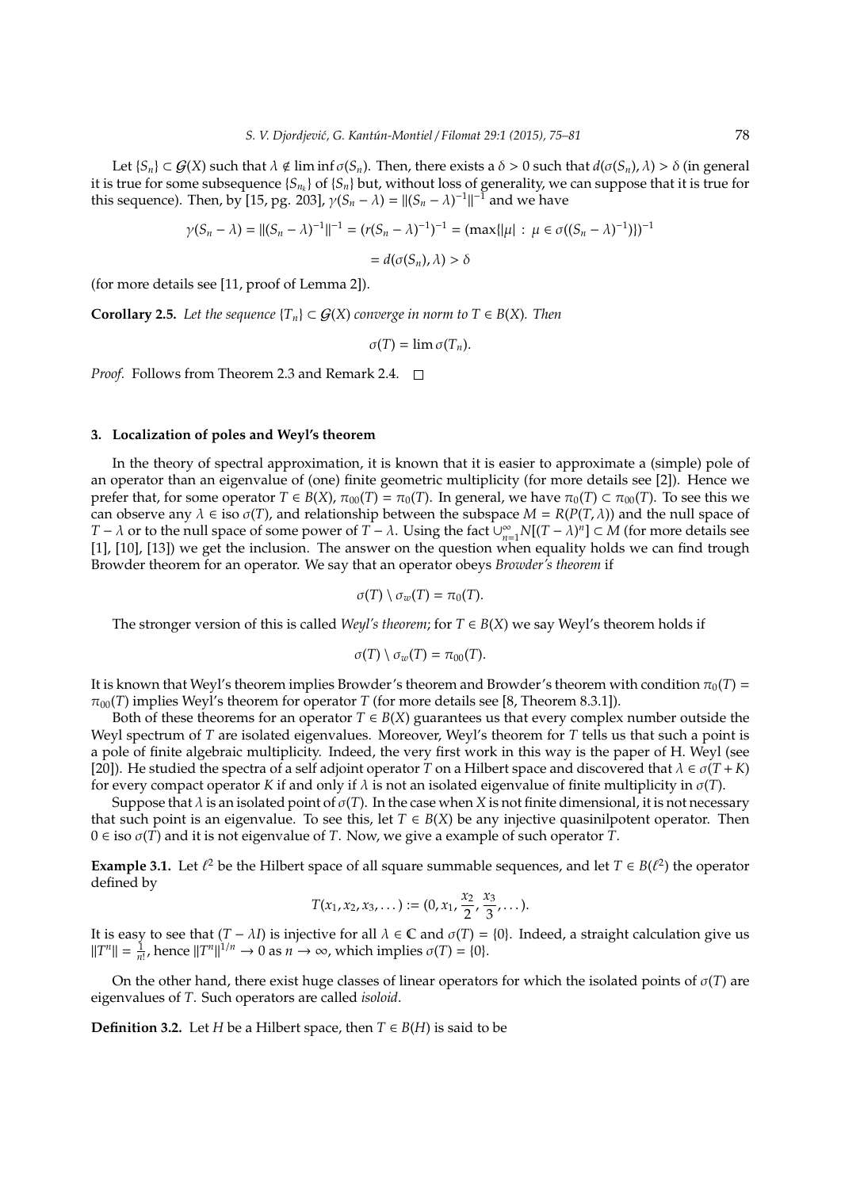Let $\{S_n\} \subset \mathcal{G}(X)$ such that $\lambda \notin \liminf \sigma(S_n)$. Then, there exists a $\delta > 0$ such that $d(\sigma(S_n), \lambda) > \delta$ (in general it is true for some subsequence $\{S_{n_k}\}$ of $\{S_n\}$ but, without loss of generality, we can suppose that it is true for this sequence). Then, by [15, pg. 203], $\gamma(S_n - \lambda) = \|(S_n - \lambda)^{-1}\|^{-1}$ and we have

$$\gamma(S_n - \lambda) = \|(S_n - \lambda)^{-1}\|^{-1} = (r(S_n - \lambda)^{-1})^{-1} = (\max\{|\mu| \,:\, \mu \in \sigma((S_n - \lambda)^{-1})\})^{-1}$$

$$= d(\sigma(S_n), \lambda) > \delta$$

(for more details see [11, proof of Lemma 2]).

**Corollary 2.5.** *Let the sequence $\{T_n\} \subset \mathcal{G}(X)$ converge in norm to $T \in B(X)$. Then*

$$\sigma(T) = \lim \sigma(T_n).$$

*Proof.* Follows from Theorem 2.3 and Remark 2.4. $\square$

## 3. Localization of poles and Weyl's theorem

In the theory of spectral approximation, it is known that it is easier to approximate a (simple) pole of an operator than an eigenvalue of (one) finite geometric multiplicity (for more details see [2]). Hence we prefer that, for some operator $T \in B(X)$, $\pi_{00}(T) = \pi_0(T)$. In general, we have $\pi_0(T) \subset \pi_{00}(T)$. To see this we can observe any $\lambda \in \operatorname{iso} \sigma(T)$, and relationship between the subspace $M = R(P(T, \lambda))$ and the null space of $T - \lambda$ or to the null space of some power of $T - \lambda$. Using the fact $\cup_{n=1}^{\infty} N[(T - \lambda)^n] \subset M$ (for more details see [1], [10], [13]) we get the inclusion. The answer on the question when equality holds we can find trough Browder theorem for an operator. We say that an operator obeys *Browder's theorem* if

$$\sigma(T) \setminus \sigma_w(T) = \pi_0(T).$$

The stronger version of this is called *Weyl's theorem*; for $T \in B(X)$ we say Weyl's theorem holds if

$$\sigma(T) \setminus \sigma_w(T) = \pi_{00}(T).$$

It is known that Weyl's theorem implies Browder's theorem and Browder's theorem with condition $\pi_0(T) = \pi_{00}(T)$ implies Weyl's theorem for operator $T$ (for more details see [8, Theorem 8.3.1]).

Both of these theorems for an operator $T \in B(X)$ guarantees us that every complex number outside the Weyl spectrum of $T$ are isolated eigenvalues. Moreover, Weyl's theorem for $T$ tells us that such a point is a pole of finite algebraic multiplicity. Indeed, the very first work in this way is the paper of H. Weyl (see [20]). He studied the spectra of a self adjoint operator $T$ on a Hilbert space and discovered that $\lambda \in \sigma(T + K)$ for every compact operator $K$ if and only if $\lambda$ is not an isolated eigenvalue of finite multiplicity in $\sigma(T)$.

Suppose that $\lambda$ is an isolated point of $\sigma(T)$. In the case when $X$ is not finite dimensional, it is not necessary that such point is an eigenvalue. To see this, let $T \in B(X)$ be any injective quasinilpotent operator. Then $0 \in \operatorname{iso} \sigma(T)$ and it is not eigenvalue of $T$. Now, we give a example of such operator $T$.

**Example 3.1.** Let $\ell^2$ be the Hilbert space of all square summable sequences, and let $T \in B(\ell^2)$ the operator defined by

$$T(x_1, x_2, x_3, \dots) := (0, x_1, \frac{x_2}{2}, \frac{x_3}{3}, \dots).$$

It is easy to see that $(T - \lambda I)$ is injective for all $\lambda \in \mathbb{C}$ and $\sigma(T) = \{0\}$. Indeed, a straight calculation give us $\|T^n\| = \frac{1}{n!}$, hence $\|T^n\|^{1/n} \to 0$ as $n \to \infty$, which implies $\sigma(T) = \{0\}$.

On the other hand, there exist huge classes of linear operators for which the isolated points of $\sigma(T)$ are eigenvalues of $T$. Such operators are called *isoloid*.

**Definition 3.2.** Let $H$ be a Hilbert space, then $T \in B(H)$ is said to be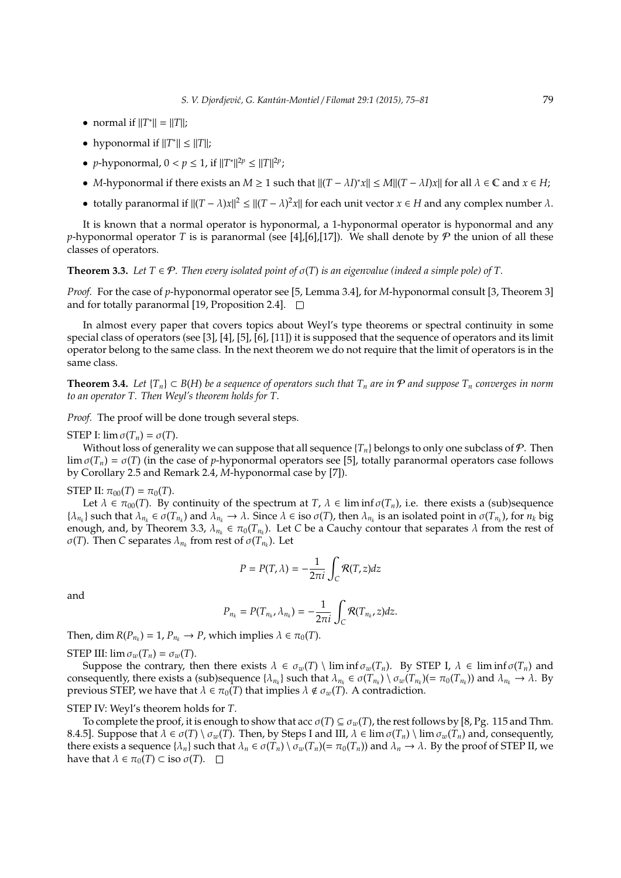- normal if $\|T^*\| = \|T\|$;
- hyponormal if $\|T^*\| \leq \|T\|$;
- $p$-hyponormal, $0 < p \leq 1$, if $\|T^*\|^{2p} \leq \|T\|^{2p}$;
- $M$-hyponormal if there exists an $M \geq 1$ such that $\|(T - \lambda I)^* x\| \leq M\|(T - \lambda I)x\|$ for all $\lambda \in \mathbb{C}$ and $x \in H$;
- totally paranormal if $\|(T - \lambda)x\|^2 \leq \|(T - \lambda)^2 x\|$ for each unit vector $x \in H$ and any complex number $\lambda$.

It is known that a normal operator is hyponormal, a 1-hyponormal operator is hyponormal and any $p$-hyponormal operator $T$ is is paranormal (see [4],[6],[17]). We shall denote by $\mathcal{P}$ the union of all these classes of operators.

**Theorem 3.3.** *Let $T \in \mathcal{P}$. Then every isolated point of $\sigma(T)$ is an eigenvalue (indeed a simple pole) of $T$.*

*Proof.* For the case of $p$-hyponormal operator see [5, Lemma 3.4], for $M$-hyponormal consult [3, Theorem 3] and for totally paranormal [19, Proposition 2.4]. $\square$

In almost every paper that covers topics about Weyl's type theorems or spectral continuity in some special class of operators (see [3], [4], [5], [6], [11]) it is supposed that the sequence of operators and its limit operator belong to the same class. In the next theorem we do not require that the limit of operators is in the same class.

**Theorem 3.4.** *Let $\{T_n\} \subset B(H)$ be a sequence of operators such that $T_n$ are in $\mathcal{P}$ and suppose $T_n$ converges in norm to an operator $T$. Then Weyl's theorem holds for $T$.*

*Proof.* The proof will be done trough several steps.

STEP I: $\lim \sigma(T_n) = \sigma(T)$.

Without loss of generality we can suppose that all sequence $\{T_n\}$ belongs to only one subclass of $\mathcal{P}$. Then $\lim \sigma(T_n) = \sigma(T)$ (in the case of $p$-hyponormal operators see [5], totally paranormal operators case follows by Corollary 2.5 and Remark 2.4, $M$-hyponormal case by [7]).

STEP II: $\pi_{00}(T) = \pi_0(T)$.

Let $\lambda \in \pi_{00}(T)$. By continuity of the spectrum at $T$, $\lambda \in \liminf \sigma(T_n)$, i.e. there exists a (sub)sequence $\{\lambda_{n_k}\}$ such that $\lambda_{n_k} \in \sigma(T_{n_k})$ and $\lambda_{n_k} \to \lambda$. Since $\lambda \in \text{iso}\, \sigma(T)$, then $\lambda_{n_k}$ is an isolated point in $\sigma(T_{n_k})$, for $n_k$ big enough, and, by Theorem 3.3, $\lambda_{n_k} \in \pi_0(T_{n_k})$. Let $C$ be a Cauchy contour that separates $\lambda$ from the rest of $\sigma(T)$. Then $C$ separates $\lambda_{n_k}$ from rest of $\sigma(T_{n_k})$. Let

$$P = P(T, \lambda) = -\frac{1}{2\pi i} \int_C \mathcal{R}(T, z) dz$$

and

$$P_{n_k} = P(T_{n_k}, \lambda_{n_k}) = -\frac{1}{2\pi i} \int_C \mathcal{R}(T_{n_k}, z) dz.$$

Then, $\dim R(P_{n_k}) = 1$, $P_{n_k} \to P$, which implies $\lambda \in \pi_0(T)$.

STEP III: $\lim \sigma_w(T_n) = \sigma_w(T)$.

Suppose the contrary, then there exists $\lambda \in \sigma_w(T) \setminus \liminf \sigma_w(T_n)$. By STEP I, $\lambda \in \liminf \sigma(T_n)$ and consequently, there exists a (sub)sequence $\{\lambda_{n_k}\}$ such that $\lambda_{n_k} \in \sigma(T_{n_k}) \setminus \sigma_w(T_{n_k}) (= \pi_0(T_{n_k}))$ and $\lambda_{n_k} \to \lambda$. By previous STEP, we have that $\lambda \in \pi_0(T)$ that implies $\lambda \notin \sigma_w(T)$. A contradiction.

STEP IV: Weyl's theorem holds for $T$.

To complete the proof, it is enough to show that $\text{acc}\, \sigma(T) \subseteq \sigma_w(T)$, the rest follows by [8, Pg. 115 and Thm. 8.4.5]. Suppose that $\lambda \in \sigma(T) \setminus \sigma_w(T)$. Then, by Steps I and III, $\lambda \in \lim \sigma(T_n) \setminus \lim \sigma_w(T_n)$ and, consequently, there exists a sequence $\{\lambda_n\}$ such that $\lambda_n \in \sigma(T_n) \setminus \sigma_w(T_n) (= \pi_0(T_n))$ and $\lambda_n \to \lambda$. By the proof of STEP II, we have that $\lambda \in \pi_0(T) \subset \text{iso}\, \sigma(T)$. $\square$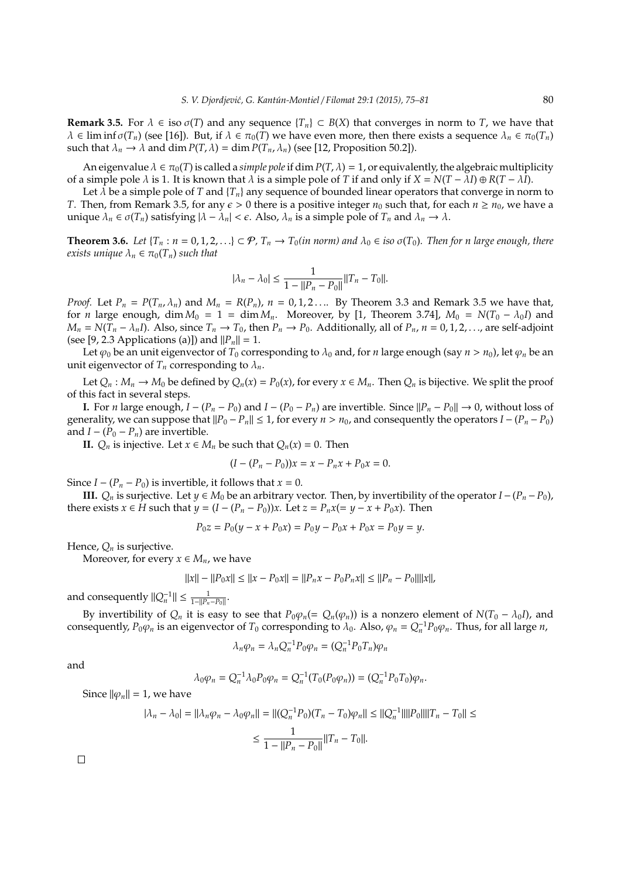**Remark 3.5.** For $\lambda \in \text{iso}\,\sigma(T)$ and any sequence $\{T_n\} \subset B(X)$ that converges in norm to $T$, we have that $\lambda \in \liminf \sigma(T_n)$ (see [16]). But, if $\lambda \in \pi_0(T)$ we have even more, then there exists a sequence $\lambda_n \in \pi_0(T_n)$ such that $\lambda_n \to \lambda$ and $\dim P(T,\lambda) = \dim P(T_n, \lambda_n)$ (see [12, Proposition 50.2]).

An eigenvalue $\lambda \in \pi_0(T)$ is called a *simple pole* if $\dim P(T,\lambda) = 1$, or equivalently, the algebraic multiplicity of a simple pole $\lambda$ is 1. It is known that $\lambda$ is a simple pole of $T$ if and only if $X = N(T - \lambda I) \oplus R(T - \lambda I)$.

Let $\lambda$ be a simple pole of $T$ and $\{T_n\}$ any sequence of bounded linear operators that converge in norm to $T$. Then, from Remark 3.5, for any $\epsilon > 0$ there is a positive integer $n_0$ such that, for each $n \geq n_0$, we have a unique $\lambda_n \in \sigma(T_n)$ satisfying $|\lambda - \lambda_n| < \epsilon$. Also, $\lambda_n$ is a simple pole of $T_n$ and $\lambda_n \to \lambda$.

**Theorem 3.6.** *Let $\{T_n : n = 0, 1, 2, \ldots\} \subset \mathcal{P}$, $T_n \to T_0$ (in norm) and $\lambda_0 \in \text{iso}\,\sigma(T_0)$. Then for $n$ large enough, there exists unique $\lambda_n \in \pi_0(T_n)$ such that*

$$|\lambda_n - \lambda_0| \leq \frac{1}{1 - \|P_n - P_0\|}\|T_n - T_0\|.$$

*Proof.* Let $P_n = P(T_n, \lambda_n)$ and $M_n = R(P_n)$, $n = 0, 1, 2 \ldots$. By Theorem 3.3 and Remark 3.5 we have that, for $n$ large enough, $\dim M_0 = 1 = \dim M_n$. Moreover, by [1, Theorem 3.74], $M_0 = N(T_0 - \lambda_0 I)$ and $M_n = N(T_n - \lambda_n I)$. Also, since $T_n \to T_0$, then $P_n \to P_0$. Additionally, all of $P_n$, $n = 0, 1, 2, \ldots$, are self-adjoint (see [9, 2.3 Applications (a)]) and $\|P_n\| = 1$.

Let $\varphi_0$ be an unit eigenvector of $T_0$ corresponding to $\lambda_0$ and, for $n$ large enough (say $n > n_0$), let $\varphi_n$ be an unit eigenvector of $T_n$ corresponding to $\lambda_n$.

Let $Q_n : M_n \to M_0$ be defined by $Q_n(x) = P_0(x)$, for every $x \in M_n$. Then $Q_n$ is bijective. We split the proof of this fact in several steps.

**I.** For $n$ large enough, $I - (P_n - P_0)$ and $I - (P_0 - P_n)$ are invertible. Since $\|P_n - P_0\| \to 0$, without loss of generality, we can suppose that $\|P_0 - P_n\| \leq 1$, for every $n > n_0$, and consequently the operators $I - (P_n - P_0)$ and $I - (P_0 - P_n)$ are invertible.

**II.** $Q_n$ is injective. Let $x \in M_n$ be such that $Q_n(x) = 0$. Then

$$(I - (P_n - P_0))x = x - P_n x + P_0 x = 0.$$

Since $I - (P_n - P_0)$ is invertible, it follows that $x = 0$.

**III.** $Q_n$ is surjective. Let $y \in M_0$ be an arbitrary vector. Then, by invertibility of the operator $I - (P_n - P_0)$, there exists $x \in H$ such that $y = (I - (P_n - P_0))x$. Let $z = P_n x (= y - x + P_0 x)$. Then

$$P_0 z = P_0(y - x + P_0 x) = P_0 y - P_0 x + P_0 x = P_0 y = y.$$

Hence, $Q_n$ is surjective.

Moreover, for every $x \in M_n$, we have

$$\|x\| - \|P_0 x\| \leq \|x - P_0 x\| = \|P_n x - P_0 P_n x\| \leq \|P_n - P_0\|\|x\|,$$

and consequently $\|Q_n^{-1}\| \leq \frac{1}{1 - \|P_n - P_0\|}$.

By invertibility of $Q_n$ it is easy to see that $P_0\varphi_n (= Q_n(\varphi_n))$ is a nonzero element of $N(T_0 - \lambda_0 I)$, and consequently, $P_0\varphi_n$ is an eigenvector of $T_0$ corresponding to $\lambda_0$. Also, $\varphi_n = Q_n^{-1} P_0 \varphi_n$. Thus, for all large $n$,

$$\lambda_n \varphi_n = \lambda_n Q_n^{-1} P_0 \varphi_n = (Q_n^{-1} P_0 T_n)\varphi_n$$

and

$$\lambda_0 \varphi_n = Q_n^{-1} \lambda_0 P_0 \varphi_n = Q_n^{-1}(T_0(P_0 \varphi_n)) = (Q_n^{-1} P_0 T_0)\varphi_n.$$

Since $\|\varphi_n\| = 1$, we have

$$|\lambda_n - \lambda_0| = \|\lambda_n \varphi_n - \lambda_0 \varphi_n\| = \|(Q_n^{-1} P_0)(T_n - T_0)\varphi_n\| \leq \|Q_n^{-1}\|\|P_0\|\|T_n - T_0\| \leq$$

$$\leq \frac{1}{1 - \|P_n - P_0\|}\|T_n - T_0\|.$$

$\square$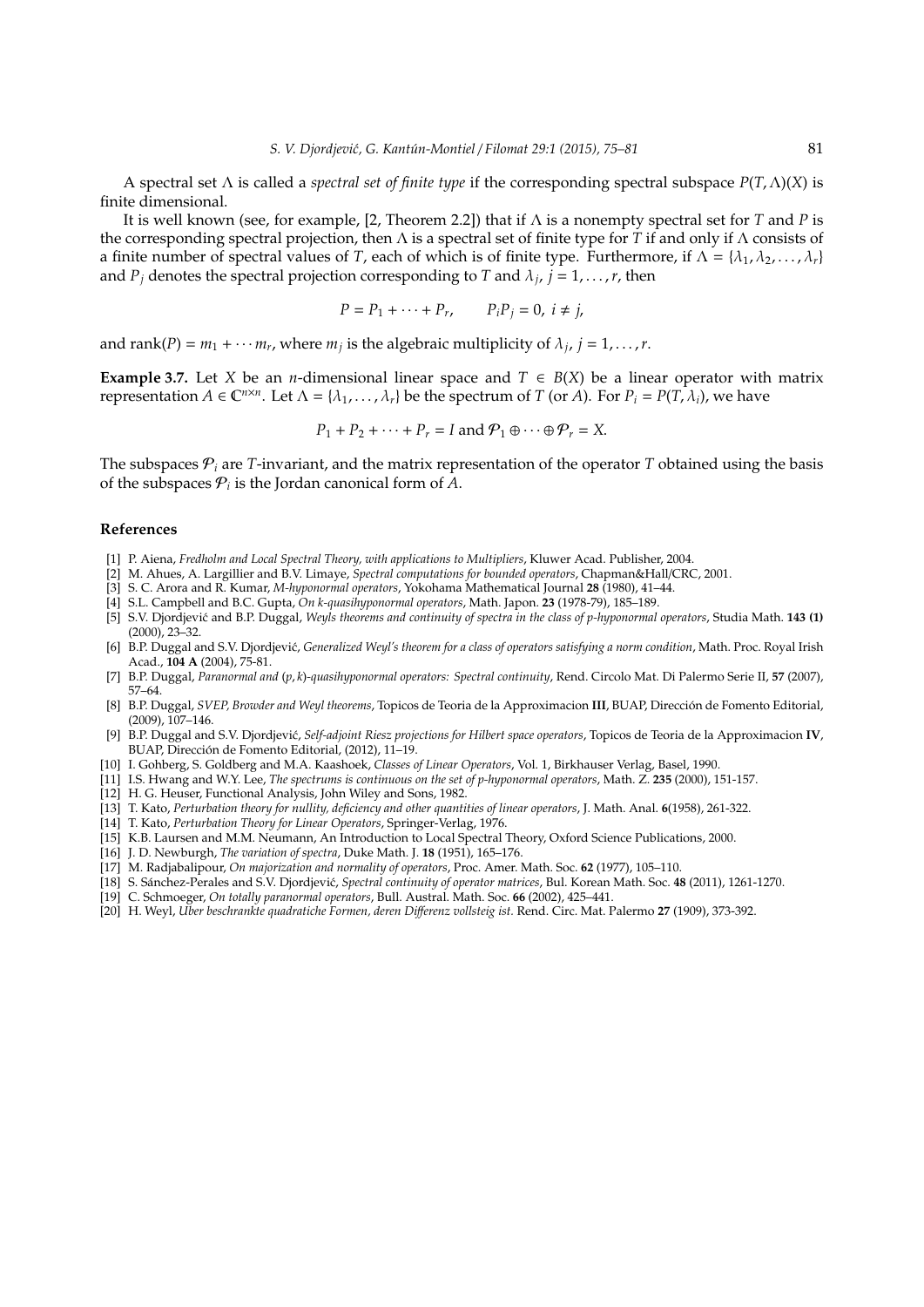A spectral set $\Lambda$ is called a *spectral set of finite type* if the corresponding spectral subspace $P(T,\Lambda)(X)$ is finite dimensional.

It is well known (see, for example, [2, Theorem 2.2]) that if $\Lambda$ is a nonempty spectral set for $T$ and $P$ is the corresponding spectral projection, then $\Lambda$ is a spectral set of finite type for $T$ if and only if $\Lambda$ consists of a finite number of spectral values of $T$, each of which is of finite type. Furthermore, if $\Lambda = \{\lambda_1, \lambda_2, \ldots, \lambda_r\}$ and $P_j$ denotes the spectral projection corresponding to $T$ and $\lambda_j$, $j = 1, \ldots, r$, then

$$P = P_1 + \cdots + P_r, \qquad P_i P_j = 0, \ i \neq j,$$

and $\text{rank}(P) = m_1 + \cdots m_r$, where $m_j$ is the algebraic multiplicity of $\lambda_j$, $j = 1, \ldots, r$.

**Example 3.7.** Let $X$ be an $n$-dimensional linear space and $T \in B(X)$ be a linear operator with matrix representation $A \in \mathbb{C}^{n\times n}$. Let $\Lambda = \{\lambda_1, \ldots, \lambda_r\}$ be the spectrum of $T$ (or $A$). For $P_i = P(T, \lambda_i)$, we have

$$P_1 + P_2 + \cdots + P_r = I \text{ and } \mathcal{P}_1 \oplus \cdots \oplus \mathcal{P}_r = X.$$

The subspaces $\mathcal{P}_i$ are $T$-invariant, and the matrix representation of the operator $T$ obtained using the basis of the subspaces $\mathcal{P}_i$ is the Jordan canonical form of $A$.

## References

[1] P. Aiena, *Fredholm and Local Spectral Theory, with applications to Multipliers*, Kluwer Acad. Publisher, 2004.

[2] M. Ahues, A. Largillier and B.V. Limaye, *Spectral computations for bounded operators*, Chapman&Hall/CRC, 2001.

[3] S. C. Arora and R. Kumar, *M-hyponormal operators*, Yokohama Mathematical Journal **28** (1980), 41–44.

[4] S.L. Campbell and B.C. Gupta, *On k-quasihyponormal operators*, Math. Japon. **23** (1978-79), 185–189.

[5] S.V. Djordjević and B.P. Duggal, *Weyls theorems and continuity of spectra in the class of p-hyponormal operators*, Studia Math. **143 (1)** (2000), 23–32.

[6] B.P. Duggal and S.V. Djordjević, *Generalized Weyl's theorem for a class of operators satisfying a norm condition*, Math. Proc. Royal Irish Acad., **104 A** (2004), 75-81.

[7] B.P. Duggal, *Paranormal and (p, k)-quasihyponormal operators: Spectral continuity*, Rend. Circolo Mat. Di Palermo Serie II, **57** (2007), 57–64.

[8] B.P. Duggal, *SVEP, Browder and Weyl theorems*, Topicos de Teoria de la Approximacion **III**, BUAP, Dirección de Fomento Editorial, (2009), 107–146.

[9] B.P. Duggal and S.V. Djordjević, *Self-adjoint Riesz projections for Hilbert space operators*, Topicos de Teoria de la Approximacion **IV**, BUAP, Dirección de Fomento Editorial, (2012), 11–19.

[10] I. Gohberg, S. Goldberg and M.A. Kaashoek, *Classes of Linear Operators*, Vol. 1, Birkhauser Verlag, Basel, 1990.

[11] I.S. Hwang and W.Y. Lee, *The spectrums is continuous on the set of p-hyponormal operators*, Math. Z. **235** (2000), 151-157.

[12] H. G. Heuser, Functional Analysis, John Wiley and Sons, 1982.

[13] T. Kato, *Perturbation theory for nullity, deficiency and other quantities of linear operators*, J. Math. Anal. **6**(1958), 261-322.

[14] T. Kato, *Perturbation Theory for Linear Operators*, Springer-Verlag, 1976.

[15] K.B. Laursen and M.M. Neumann, An Introduction to Local Spectral Theory, Oxford Science Publications, 2000.

[16] J. D. Newburgh, *The variation of spectra*, Duke Math. J. **18** (1951), 165–176.

[17] M. Radjabalipour, *On majorization and normality of operators*, Proc. Amer. Math. Soc. **62** (1977), 105–110.

[18] S. Sánchez-Perales and S.V. Djordjević, *Spectral continuity of operator matrices*, Bul. Korean Math. Soc. **48** (2011), 1261-1270.

[19] C. Schmoeger, *On totally paranormal operators*, Bull. Austral. Math. Soc. **66** (2002), 425–441.

[20] H. Weyl, *Uber beschrankte quadratiche Formen, deren Differenz vollsteig ist.* Rend. Circ. Mat. Palermo **27** (1909), 373-392.